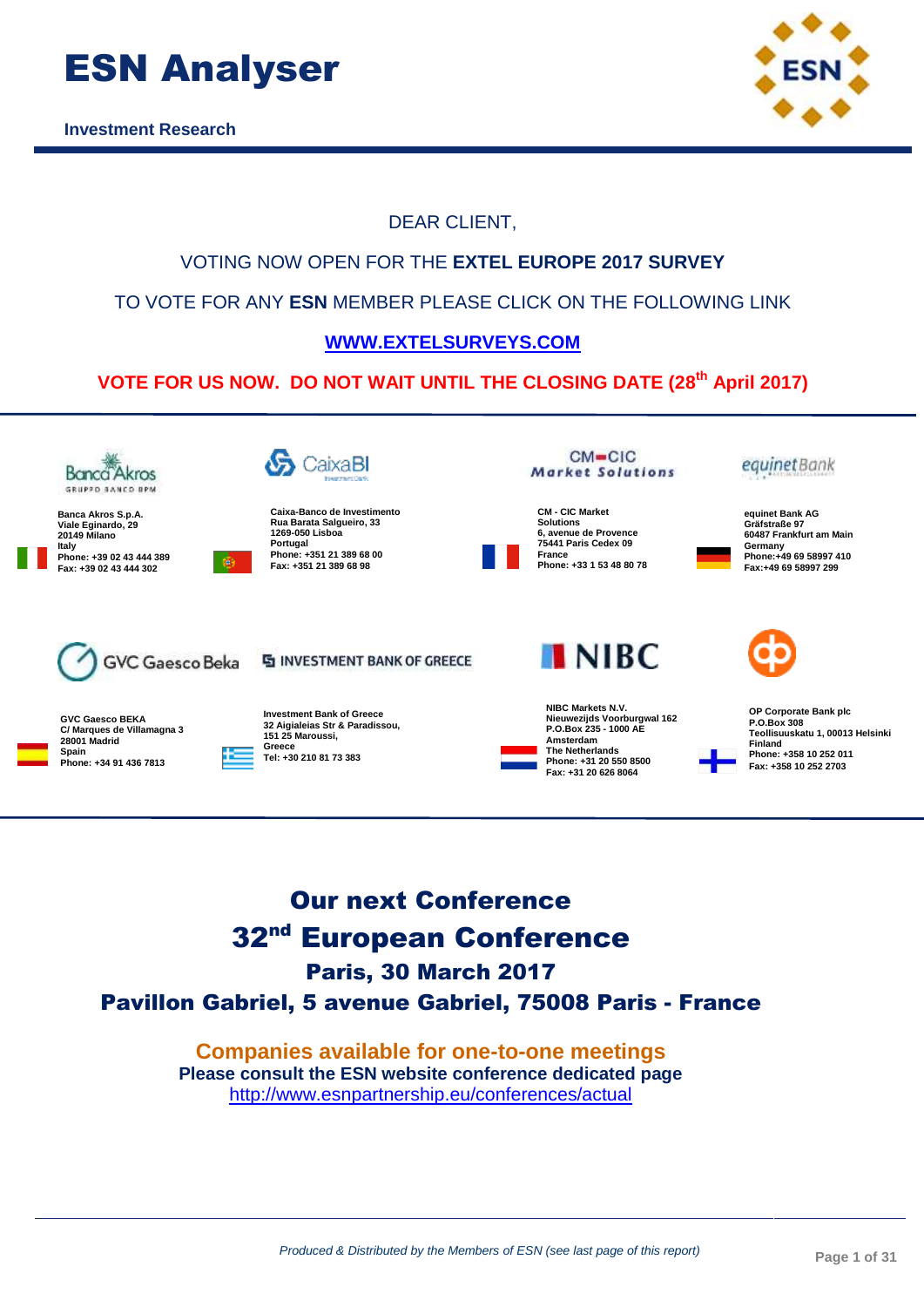# ESN Analyser

**Investment Research**

DEAR CLIENT,

VOTING NOW OPEN FOR THE **EXTEL EUROPE 2017 SURVEY**

TO VOTE FOR ANY **ESN** MEMBER PLEASE CLICK ON THE FOLLOWING LINK

**[WWW.EXTELSURVEYS.COM](http://www.extelsurveys.com)**

**VOTE FOR US NOW. DO NOT WAIT UNTIL THE CLOSING DATE (28th April 2017)**

**Banca Akros S.p.A.**
**Viale Eginardo, 29**
**20149 Milano**
**Italy**
**Phone: +39 02 43 444 389**
**Fax: +39 02 43 444 302**

**Caixa-Banco de Investimento**
**Rua Barata Salgueiro, 33**
**1269-050 Lisboa**
**Portugal**
**Phone: +351 21 389 68 00**
**Fax: +351 21 389 68 98**

**CM - CIC Market Solutions**
**6, avenue de Provence**
**75441 Paris Cedex 09**
**France**
**Phone: +33 1 53 48 80 78**

**equinet Bank AG**
**Gräfstraße 97**
**60487 Frankfurt am Main**
**Germany**
**Phone:+49 69 58997 410**
**Fax:+49 69 58997 299**

**GVC Gaesco BEKA**
**C/ Marques de Villamagna 3**
**28001 Madrid**
**Spain**
**Phone: +34 91 436 7813**

**Investment Bank of Greece**
**32 Aigialeias Str & Paradissou,**
**151 25 Maroussi,**
**Greece**
**Tel: +30 210 81 73 383**

**NIBC Markets N.V.**
**Nieuwezijds Voorburgwal 162**
**P.O.Box 235 - 1000 AE**
**Amsterdam**
**The Netherlands**
**Phone: +31 20 550 8500**
**Fax: +31 20 626 8064**

**OP Corporate Bank plc**
**P.O.Box 308**
**Teollisuuskatu 1, 00013 Helsinki**
**Finland**
**Phone: +358 10 252 011**
**Fax: +358 10 252 2703**

## Our next Conference

## 32nd European Conference

### Paris, 30 March 2017

### Pavillon Gabriel, 5 avenue Gabriel, 75008 Paris - France

**Companies available for one-to-one meetings**

**Please consult the ESN website conference dedicated page**

[http://www.esnpartnership.eu/conferences/actual](http://www.esnpartnership.eu/conferences/actual)

*Produced & Distributed by the Members of ESN (see last page of this report)*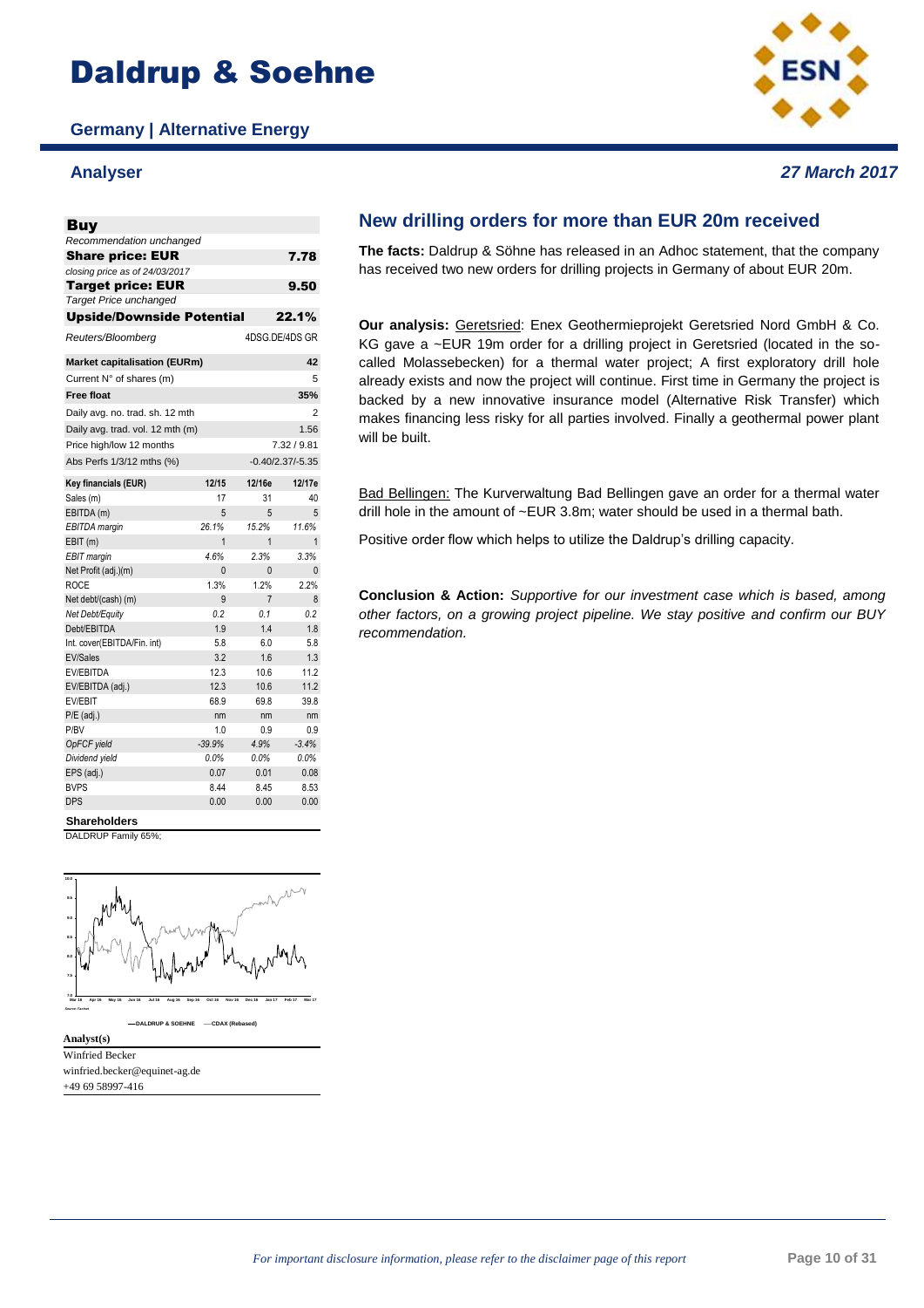# Daldrup & Soehne

**Germany | Alternative Energy**

**Analyser** — *27 March 2017*

| **Buy** | |
|---|---|
| *Recommendation unchanged* | |
| **Share price: EUR** | **7.78** |
| *closing price as of 24/03/2017* | |
| **Target price: EUR** | **9.50** |
| *Target Price unchanged* | |
| **Upside/Downside Potential** | **22.1%** |
| *Reuters/Bloomberg* | 4DSG.DE/4DS GR |

| | |
|---|---|
| **Market capitalisation (EURm)** | **42** |
| Current N° of shares (m) | 5 |
| **Free float** | **35%** |
| Daily avg. no. trad. sh. 12 mth | 2 |
| Daily avg. trad. vol. 12 mth (m) | 1.56 |
| Price high/low 12 months | 7.32 / 9.81 |
| Abs Perfs 1/3/12 mths (%) | -0.40/2.37/-5.35 |

| **Key financials (EUR)** | **12/15** | **12/16e** | **12/17e** |
|---|---|---|---|
| Sales (m) | 17 | 31 | 40 |
| EBITDA (m) | 5 | 5 | 5 |
| *EBITDA margin* | *26.1%* | *15.2%* | *11.6%* |
| EBIT (m) | 1 | 1 | 1 |
| *EBIT margin* | *4.6%* | *2.3%* | *3.3%* |
| Net Profit (adj.)(m) | 0 | 0 | 0 |
| ROCE | 1.3% | 1.2% | 2.2% |
| Net debt/(cash) (m) | 9 | 7 | 8 |
| *Net Debt/Equity* | *0.2* | *0.1* | *0.2* |
| Debt/EBITDA | 1.9 | 1.4 | 1.8 |
| Int. cover(EBITDA/Fin. int) | 5.8 | 6.0 | 5.8 |
| EV/Sales | 3.2 | 1.6 | 1.3 |
| EV/EBITDA | 12.3 | 10.6 | 11.2 |
| EV/EBITDA (adj.) | 12.3 | 10.6 | 11.2 |
| EV/EBIT | 68.9 | 69.8 | 39.8 |
| P/E (adj.) | nm | nm | nm |
| P/BV | 1.0 | 0.9 | 0.9 |
| *OpFCF yield* | *-39.9%* | *4.9%* | *-3.4%* |
| *Dividend yield* | *0.0%* | *0.0%* | *0.0%* |
| EPS (adj.) | 0.07 | 0.01 | 0.08 |
| BVPS | 8.44 | 8.45 | 8.53 |
| DPS | 0.00 | 0.00 | 0.00 |

**Shareholders**

DALDRUP Family 65%;

—DALDRUP & SOEHNE —CDAX (Rebased)

**Analyst(s)**

Winfried Becker
winfried.becker@equinet-ag.de
+49 69 58997-416

## New drilling orders for more than EUR 20m received

**The facts:** Daldrup & Söhne has released in an Adhoc statement, that the company has received two new orders for drilling projects in Germany of about EUR 20m.

**Our analysis:** Geretsried: Enex Geothermieprojekt Geretsried Nord GmbH & Co. KG gave a ~EUR 19m order for a drilling project in Geretsried (located in the so-called Molassebecken) for a thermal water project; A first exploratory drill hole already exists and now the project will continue. First time in Germany the project is backed by a new innovative insurance model (Alternative Risk Transfer) which makes financing less risky for all parties involved. Finally a geothermal power plant will be built.

Bad Bellingen: The Kurverwaltung Bad Bellingen gave an order for a thermal water drill hole in the amount of ~EUR 3.8m; water should be used in a thermal bath.

Positive order flow which helps to utilize the Daldrup's drilling capacity.

**Conclusion & Action:** *Supportive for our investment case which is based, among other factors, on a growing project pipeline. We stay positive and confirm our BUY recommendation.*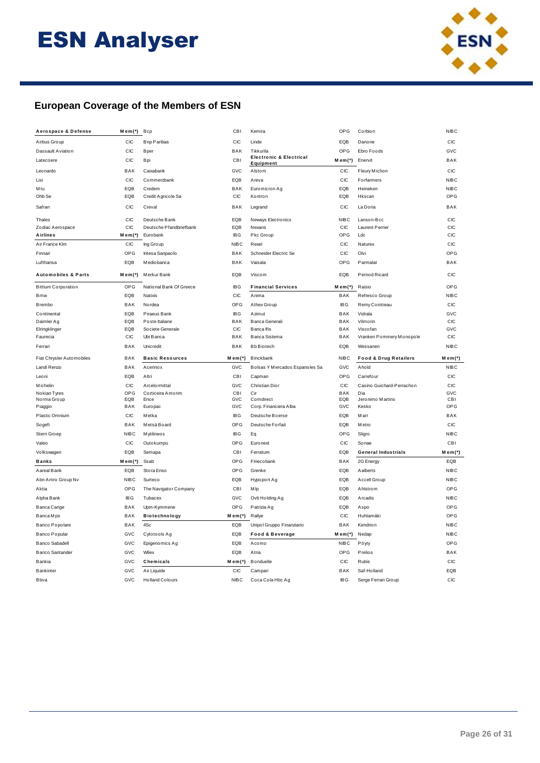## European Coverage of the Members of ESN

| Aerospace & Defense | Mem(*) | Bcp | CBI | Kemira | OPG | Corbion | NIBC |
|---|---|---|---|---|---|---|---|
| Airbus Group | CIC | Bnp Paribas | CIC | Linde | EQB | Danone | CIC |
| Dassault Aviation | CIC | Bper | BAK | Tikkurila | OPG | Ebro Foods | GVC |
| Latecoere | CIC | Bpi | CBI | **Electronic & Electrical Equipment** | **Mem(*)** | Enervit | BAK |
| Leonardo | BAK | Caixabank | GVC | Alstom | CIC | Fleury Michon | CIC |
| Lisi | CIC | Commerzbank | EQB | Areva | CIC | Forfarmers | NIBC |
| Mtu | EQB | Credem | BAK | Euromicron Ag | EQB | Heineken | NIBC |
| Ohb Se | EQB | Credit Agricole Sa | CIC | Kontron | EQB | Hkscan | OPG |
| Safran | CIC | Creval | BAK | Legrand | CIC | La Doria | BAK |
| Thales | CIC | Deutsche Bank | EQB | Neways Electronics | NIBC | Lanson-Bcc | CIC |
| Zodiac Aerospace | CIC | Deutsche Pfandbriefbank | EQB | Nexans | CIC | Laurent Perrier | CIC |
| **Airlines** | **Mem(*)** | Eurobank | IBG | Pkc Group | OPG | Ldc | CIC |
| Air France Klm | CIC | Ing Group | NIBC | Rexel | CIC | Naturex | CIC |
| Finnair | OPG | Intesa Sanpaolo | BAK | Schneider Electric Se | CIC | Olvi | OPG |
| Lufthansa | EQB | Mediobanca | BAK | Vaisala | OPG | Parmalat | BAK |
| **Automobiles & Parts** | **Mem(*)** | Merkur Bank | EQB | Viscom | EQB | Pernod Ricard | CIC |
| Bittium Corporation | OPG | National Bank Of Greece | IBG | **Financial Services** | **Mem(*)** | Raisio | OPG |
| Bmw | EQB | Natixis | CIC | Anima | BAK | Refresco Group | NIBC |
| Brembo | BAK | Nordea | OPG | Athex Group | IBG | Remy Cointreau | CIC |
| Continental | EQB | Piraeus Bank | IBG | Azimut | BAK | Vidrala | GVC |
| Daimler Ag | EQB | Poste Italiane | BAK | Banca Generali | BAK | Vilmorin | CIC |
| Elringklinger | EQB | Societe Generale | CIC | Banca Ifis | BAK | Viscofan | GVC |
| Faurecia | CIC | Ubi Banca | BAK | Banca Sistema | BAK | Vranken Pommery Monopole | CIC |
| Ferrari | BAK | Unicredit | BAK | Bb Biotech | EQB | Wessanen | NIBC |
| Fiat Chrysler Automobiles | BAK | **Basic Resources** | **Mem(*)** | Binckbank | NIBC | **Food & Drug Retailers** | **Mem(*)** |
| Landi Renzo | BAK | Acerinox | GVC | Bolsas Y Mercados Espanoles Sa | GVC | Ahold | NIBC |
| Leoni | EQB | Altri | CBI | Capman | OPG | Carrefour | CIC |
| Michelin | CIC | Arcelormittal | GVC | Christian Dior | CIC | Casino Guichard-Perrachon | CIC |
| Nokian Tyres | OPG | Corticeira Amorim | CBI | Cir | BAK | Dia | GVC |
| Norma Group | EQB | Ence | GVC | Comdirect | EQB | Jeronimo Martins | CBI |
| Piaggio | BAK | Europac | GVC | Corp. Financiera Alba | GVC | Kesko | OPG |
| Plastic Omnium | CIC | Metka | IBG | Deutsche Boerse | EQB | Marr | BAK |
| Sogefi | BAK | Metsä Board | OPG | Deutsche Forfait | EQB | Metro | CIC |
| Stern Groep | NIBC | Mytilineos | IBG | Eq | OPG | Sligro | NIBC |
| Valeo | CIC | Outokumpu | OPG | Euronext | CIC | Sonae | CBI |
| Volkswagen | EQB | Semapa | CBI | Ferratum | EQB | **General Industrials** | **Mem(*)** |
| **Banks** | **Mem(*)** | Ssab | OPG | Finecobank | BAK | 2G Energy | EQB |
| Aareal Bank | EQB | Stora Enso | OPG | Grenke | EQB | Aalberts | NIBC |
| Abn Amro Group Nv | NIBC | Surteco | EQB | Hypoport Ag | EQB | Accell Group | NIBC |
| Aktia | OPG | The Navigator Company | CBI | Mlp | EQB | Ahlstrom | OPG |
| Alpha Bank | IBG | Tubacex | GVC | Ovb Holding Ag | EQB | Arcadis | NIBC |
| Banca Carige | BAK | Upm-Kymmene | OPG | Patrizia Ag | EQB | Aspo | OPG |
| Banca Mps | BAK | **Biotechnology** | **Mem(*)** | Rallye | CIC | Huhtamäki | OPG |
| Banco Popolare | BAK | 4Sc | EQB | Unipol Gruppo Finanziario | BAK | Kendrion | NIBC |
| Banco Popular | GVC | Cytotools Ag | EQB | **Food & Beverage** | **Mem(*)** | Nedap | NIBC |
| Banco Sabadell | GVC | Epigenomics Ag | EQB | Acomo | NIBC | Pöyry | OPG |
| Banco Santander | GVC | Wilex | EQB | Atria | OPG | Prelios | BAK |
| Bankia | GVC | **Chemicals** | **Mem(*)** | Bonduelle | CIC | Rubis | CIC |
| Bankinter | GVC | Air Liquide | CIC | Campari | BAK | Saf-Holland | EQB |
| Bbva | GVC | Holland Colours | NIBC | Coca Cola Hbc Ag | IBG | Serge Ferrari Group | CIC |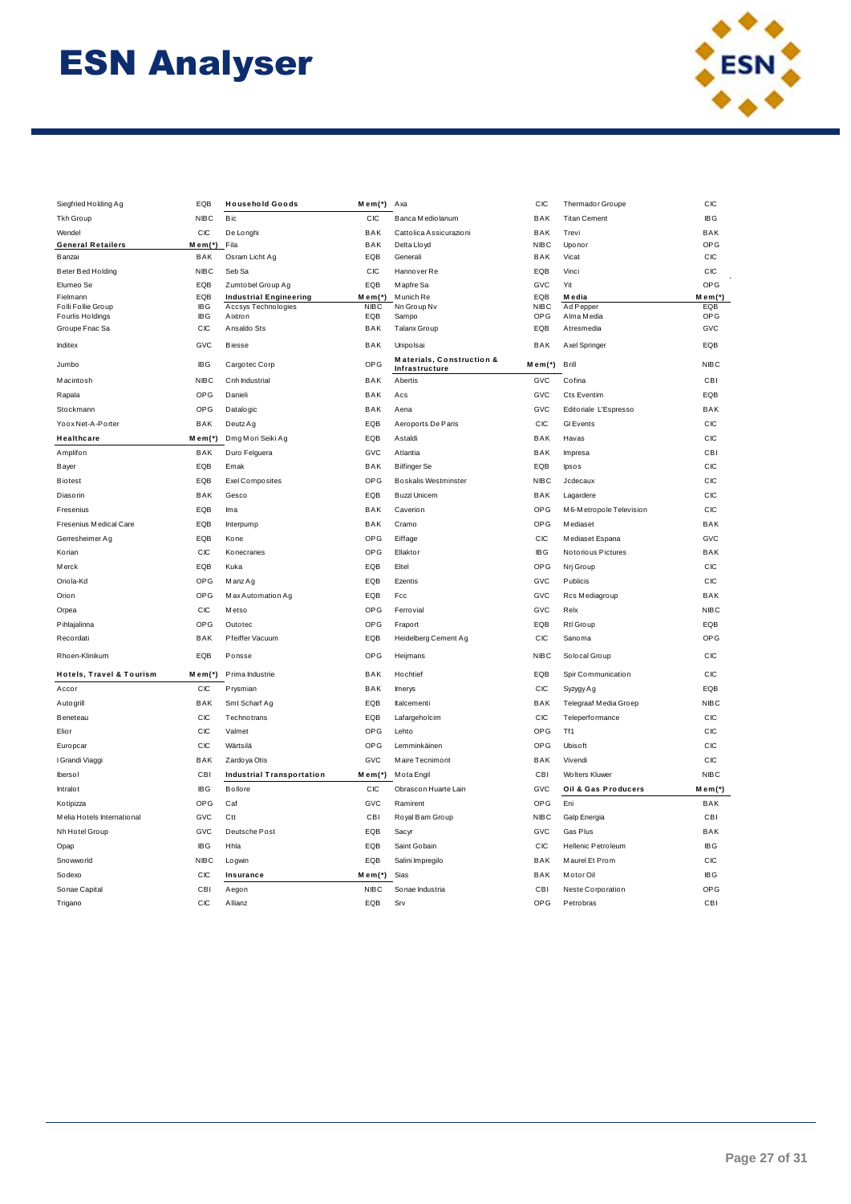| Company | Mem(*) |
|---|---|
| Siegfried Holding Ag | EQB |
| Tkh Group | NIBC |
| Wendel | CIC |
| **General Retailers** | **Mem(*)** |
| Banzai | BAK |
| Beter Bed Holding | NIBC |
| Elumeo Se | EQB |
| Fielmann | EQB |
| Folli Follie Group | IBG |
| Fourlis Holdings | IBG |
| Groupe Fnac Sa | CIC |
| Inditex | GVC |
| Jumbo | IBG |
| Macintosh | NIBC |
| Rapala | OPG |
| Stockmann | OPG |
| Yoox Net-A-Porter | BAK |
| **Healthcare** | **Mem(*)** |
| Amplifon | BAK |
| Bayer | EQB |
| Biotest | EQB |
| Diasorin | BAK |
| Fresenius | EQB |
| Fresenius Medical Care | EQB |
| Gerresheimer Ag | EQB |
| Korian | CIC |
| Merck | EQB |
| Oriola-Kd | OPG |
| Orion | OPG |
| Orpea | CIC |
| Pihlajalinna | OPG |
| Recordati | BAK |
| Rhoen-Klinikum | EQB |
| **Hotels, Travel & Tourism** | **Mem(*)** |
| Accor | CIC |
| Autogrill | BAK |
| Beneteau | CIC |
| Elior | CIC |
| Europcar | CIC |
| I Grandi Viaggi | BAK |
| Ibersol | CBI |
| Intralot | IBG |
| Kotipizza | OPG |
| Melia Hotels International | GVC |
| Nh Hotel Group | GVC |
| Opap | IBG |
| Snowworld | NIBC |
| Sodexo | CIC |
| Sonae Capital | CBI |
| Trigano | CIC |

| Company | Mem(*) |
|---|---|
| **Household Goods** | **Mem(*)** |
| Bic | CIC |
| De Longhi | BAK |
| Fila | BAK |
| Osram Licht Ag | EQB |
| Seb Sa | CIC |
| Zumtobel Group Ag | EQB |
| **Industrial Engineering** | **Mem(*)** |
| Accsys Technologies | NIBC |
| Aixtron | EQB |
| Ansaldo Sts | BAK |
| Biesse | BAK |
| Cargotec Corp | OPG |
| Cnh Industrial | BAK |
| Danieli | BAK |
| Datalogic | BAK |
| Deutz Ag | EQB |
| Dmg Mori Seiki Ag | EQB |
| Duro Felguera | GVC |
| Emak | BAK |
| Exel Composites | OPG |
| Gesco | EQB |
| Ima | BAK |
| Interpump | BAK |
| Kone | OPG |
| Konecranes | OPG |
| Kuka | EQB |
| Manz Ag | EQB |
| Max Automation Ag | EQB |
| Metso | OPG |
| Outotec | OPG |
| Pfeiffer Vacuum | EQB |
| Ponsse | OPG |
| Prima Industrie | BAK |
| Prysmian | BAK |
| Smt Scharf Ag | EQB |
| Technotrans | EQB |
| Valmet | OPG |
| Wärtsilä | OPG |
| Zardoya Otis | GVC |
| **Industrial Transportation** | **Mem(*)** |
| Bollore | CIC |
| Caf | GVC |
| Ctt | CBI |
| Deutsche Post | EQB |
| Hhla | EQB |
| Logwin | EQB |
| **Insurance** | **Mem(*)** |
| Aegon | NIBC |
| Allianz | EQB |

| Company | Mem(*) |
|---|---|
| Axa | CIC |
| Banca Mediolanum | BAK |
| Cattolica Assicurazioni | BAK |
| Delta Lloyd | NIBC |
| Generali | BAK |
| Hannover Re | EQB |
| Mapfre Sa | GVC |
| Munich Re | EQB |
| Nn Group Nv | NIBC |
| Sampo | OPG |
| Talanx Group | EQB |
| Unipolsai | BAK |
| **Materials, Construction & Infrastructure** | **Mem(*)** |
| Abertis | GVC |
| Acs | GVC |
| Aena | GVC |
| Aeroports De Paris | CIC |
| Astaldi | BAK |
| Atlantia | BAK |
| Bilfinger Se | EQB |
| Boskalis Westminster | NIBC |
| Buzzi Unicem | BAK |
| Caverion | OPG |
| Cramo | OPG |
| Eiffage | CIC |
| Ellaktor | IBG |
| Eltel | OPG |
| Ezentis | GVC |
| Fcc | GVC |
| Ferrovial | GVC |
| Fraport | EQB |
| Heidelberg Cement Ag | CIC |
| Heijmans | NIBC |
| Hochtief | EQB |
| Imerys | CIC |
| Italcementi | BAK |
| Lafargeholcim | CIC |
| Lehto | OPG |
| Lemminkäinen | OPG |
| Maire Tecnimont | BAK |
| Mota Engil | CBI |
| Obrascon Huarte Lain | GVC |
| Ramirent | OPG |
| Royal Bam Group | NIBC |
| Sacyr | GVC |
| Saint Gobain | CIC |
| Salini Impregilo | BAK |
| Sias | BAK |
| Sonae Industria | CBI |
| Srv | OPG |

| Company | Mem(*) |
|---|---|
| Thermador Groupe | CIC |
| Titan Cement | IBG |
| Trevi | BAK |
| Uponor | OPG |
| Vicat | CIC |
| Vinci | CIC |
| Yit | OPG |
| **Media** | **Mem(*)** |
| Ad Pepper | EQB |
| Alma Media | OPG |
| Atresmedia | GVC |
| Axel Springer | EQB |
| Brill | NIBC |
| Cofina | CBI |
| Cts Eventim | EQB |
| Editoriale L'Espresso | BAK |
| Gl Events | CIC |
| Havas | CIC |
| Impresa | CBI |
| Ipsos | CIC |
| Jcdecaux | CIC |
| Lagardere | CIC |
| M6-Metropole Television | CIC |
| Mediaset | BAK |
| Mediaset Espana | GVC |
| Notorious Pictures | BAK |
| Nrj Group | CIC |
| Publicis | CIC |
| Rcs Mediagroup | BAK |
| Relx | NIBC |
| Rtl Group | EQB |
| Sanoma | OPG |
| Solocal Group | CIC |
| Spir Communication | CIC |
| Syzygy Ag | EQB |
| Telegraaf Media Groep | NIBC |
| Teleperformance | CIC |
| Tf1 | CIC |
| Ubisoft | CIC |
| Vivendi | CIC |
| Wolters Kluwer | NIBC |
| **Oil & Gas Producers** | **Mem(*)** |
| Eni | BAK |
| Galp Energia | CBI |
| Gas Plus | BAK |
| Hellenic Petroleum | IBG |
| Maurel Et Prom | CIC |
| Motor Oil | IBG |
| Neste Corporation | OPG |
| Petrobras | CBI |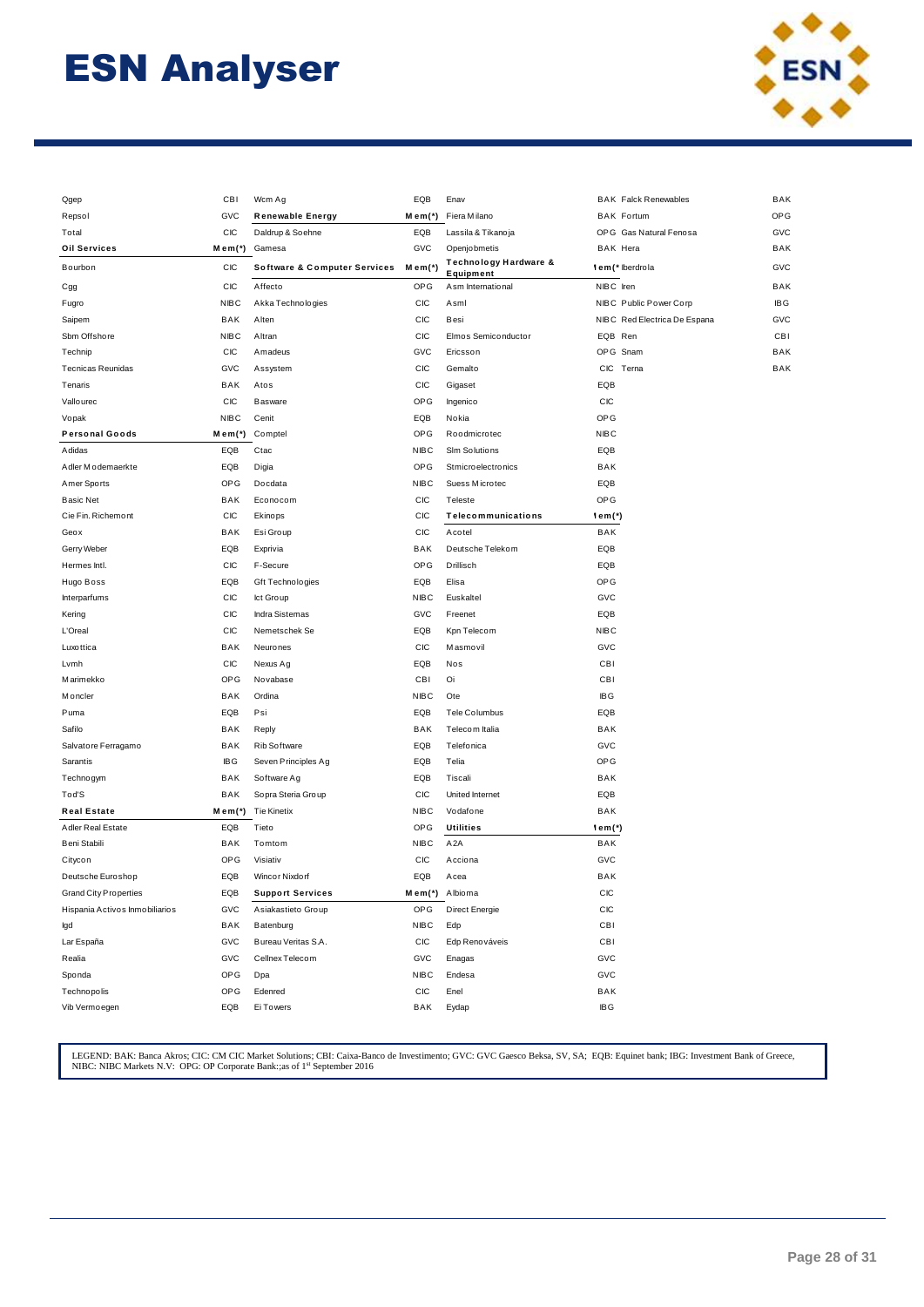# ESN Analyser

| Company | Mem(*) | Company | Mem(*) | Company | Mem(*) | Company | Mem(*) |
|---|---|---|---|---|---|---|---|
| Qgep | CBI | Wcm Ag | EQB | Enav | BAK | Falck Renewables | BAK |
| Repsol | GVC | **Renewable Energy** | **Mem(*)** | Fiera Milano | BAK | Fortum | OPG |
| Total | CIC | Daldrup & Soehne | EQB | Lassila & Tikanoja | OPG | Gas Natural Fenosa | GVC |
| **Oil Services** | **Mem(*)** | Gamesa | GVC | Openjobmetis | BAK | Hera | BAK |
| Bourbon | CIC | **Software & Computer Services** | **Mem(*)** | **Technology Hardware & Equipment** | **Mem(*)** | Iberdrola | GVC |
| Cgg | CIC | Affecto | OPG | Asm International | NIBC | Iren | BAK |
| Fugro | NIBC | Akka Technologies | CIC | Asml | NIBC | Public Power Corp | IBG |
| Saipem | BAK | Alten | CIC | Besi | NIBC | Red Electrica De Espana | GVC |
| Sbm Offshore | NIBC | Altran | CIC | Elmos Semiconductor | EQB | Ren | CBI |
| Technip | CIC | Amadeus | GVC | Ericsson | OPG | Snam | BAK |
| Tecnicas Reunidas | GVC | Assystem | CIC | Gemalto | CIC | Terna | BAK |
| Tenaris | BAK | Atos | CIC | Gigaset | EQB | | |
| Vallourec | CIC | Basware | OPG | Ingenico | CIC | | |
| Vopak | NIBC | Cenit | EQB | Nokia | OPG | | |
| **Personal Goods** | **Mem(*)** | Comptel | OPG | Roodmicrotec | NIBC | | |
| Adidas | EQB | Ctac | NIBC | Slm Solutions | EQB | | |
| Adler Modemaerkte | EQB | Digia | OPG | Stmicroelectronics | BAK | | |
| Amer Sports | OPG | Docdata | NIBC | Suess Microtec | EQB | | |
| Basic Net | BAK | Econocom | CIC | Teleste | OPG | | |
| Cie Fin. Richemont | CIC | Ekinops | CIC | **Telecommunications** | **Mem(*)** | | |
| Geox | BAK | Esi Group | CIC | Acotel | BAK | | |
| Gerry Weber | EQB | Exprivia | BAK | Deutsche Telekom | EQB | | |
| Hermes Intl. | CIC | F-Secure | OPG | Drillisch | EQB | | |
| Hugo Boss | EQB | Gft Technologies | EQB | Elisa | OPG | | |
| Interparfums | CIC | Ict Group | NIBC | Euskaltel | GVC | | |
| Kering | CIC | Indra Sistemas | GVC | Freenet | EQB | | |
| L'Oreal | CIC | Nemetschek Se | EQB | Kpn Telecom | NIBC | | |
| Luxottica | BAK | Neurones | CIC | Masmovil | GVC | | |
| Lvmh | CIC | Nexus Ag | EQB | Nos | CBI | | |
| Marimekko | OPG | Novabase | CBI | Oi | CBI | | |
| Moncler | BAK | Ordina | NIBC | Ote | IBG | | |
| Puma | EQB | Psi | EQB | Tele Columbus | EQB | | |
| Safilo | BAK | Reply | BAK | Telecom Italia | BAK | | |
| Salvatore Ferragamo | BAK | Rib Software | EQB | Telefonica | GVC | | |
| Sarantis | IBG | Seven Principles Ag | EQB | Telia | OPG | | |
| Technogym | BAK | Software Ag | EQB | Tiscali | BAK | | |
| Tod'S | BAK | Sopra Steria Group | CIC | United Internet | EQB | | |
| **Real Estate** | **Mem(*)** | Tie Kinetix | NIBC | Vodafone | BAK | | |
| Adler Real Estate | EQB | Tieto | OPG | **Utilities** | **Mem(*)** | | |
| Beni Stabili | BAK | Tomtom | NIBC | A2A | BAK | | |
| Citycon | OPG | Visiativ | CIC | Acciona | GVC | | |
| Deutsche Euroshop | EQB | Wincor Nixdorf | EQB | Acea | BAK | | |
| Grand City Properties | EQB | **Support Services** | **Mem(*)** | Albioma | CIC | | |
| Hispania Activos Inmobiliarios | GVC | Asiakastieto Group | OPG | Direct Energie | CIC | | |
| Igd | BAK | Batenburg | NIBC | Edp | CBI | | |
| Lar España | GVC | Bureau Veritas S.A. | CIC | Edp Renováveis | CBI | | |
| Realia | GVC | Cellnex Telecom | GVC | Enagas | GVC | | |
| Sponda | OPG | Dpa | NIBC | Endesa | GVC | | |
| Technopolis | OPG | Edenred | CIC | Enel | BAK | | |
| Vib Vermoegen | EQB | Ei Towers | BAK | Eydap | IBG | | |

LEGEND: BAK: Banca Akros; CIC: CM CIC Market Solutions; CBI: Caixa-Banco de Investimento; GVC: GVC Gaesco Beksa, SV, SA; EQB: Equinet bank; IBG: Investment Bank of Greece, NIBC: NIBC Markets N.V: OPG: OP Corporate Bank:;as of 1st September 2016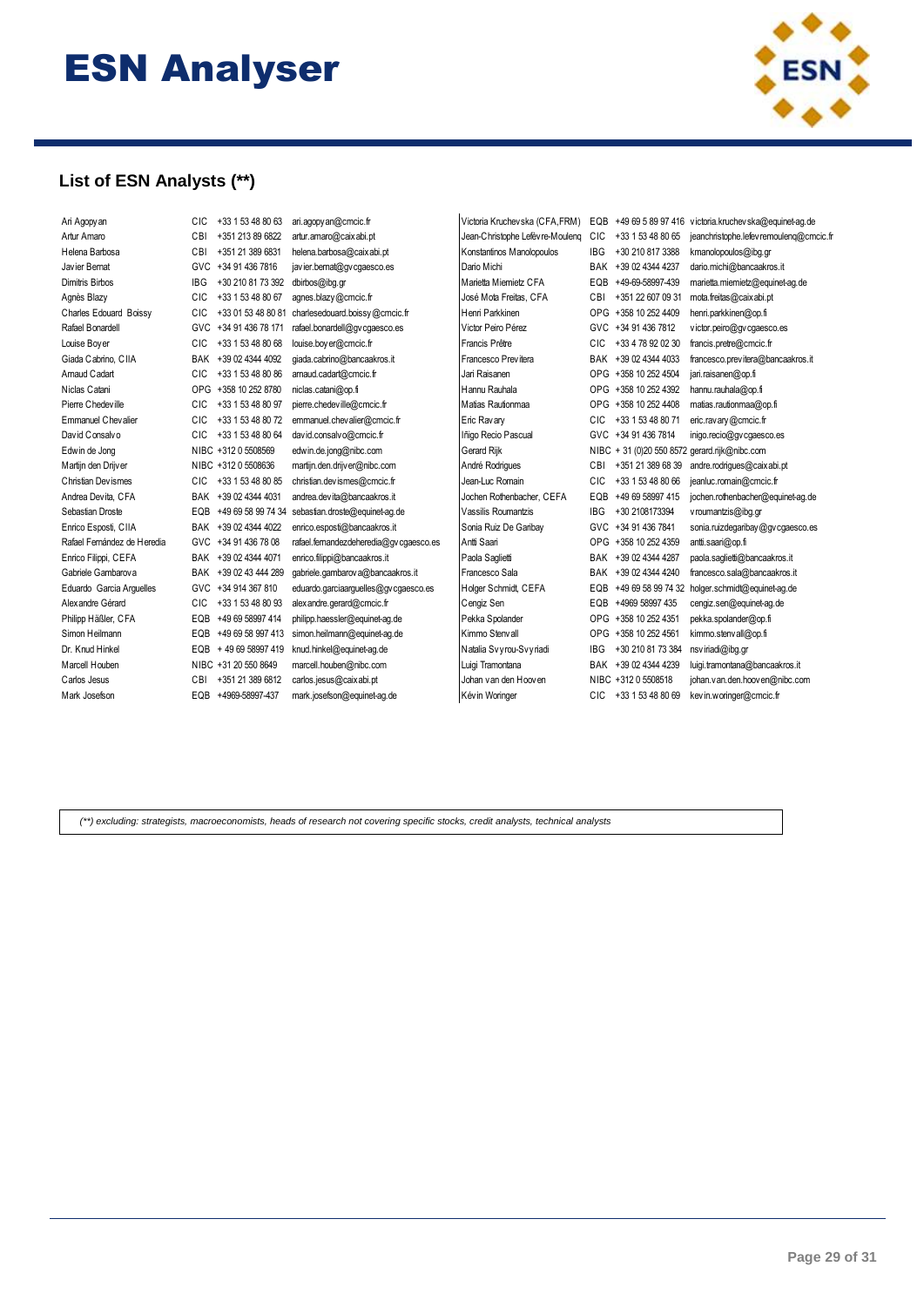# ESN Analyser

## List of ESN Analysts (**)

| Name | Broker | Phone | Email |
|---|---|---|---|
| Ari Agopyan | CIC | +33 1 53 48 80 63 | ari.agopyan@cmcic.fr |
| Artur Amaro | CBI | +351 213 89 6822 | artur.amaro@caixabi.pt |
| Helena Barbosa | CBI | +351 21 389 6831 | helena.barbosa@caixabi.pt |
| Javier Bernat | GVC | +34 91 436 7816 | javier.bernat@gvcgaesco.es |
| Dimitris Birbos | IBG | +30 210 81 73 392 | dbirbos@ibg.gr |
| Agnès Blazy | CIC | +33 1 53 48 80 67 | agnes.blazy@cmcic.fr |
| Charles Edouard Boissy | CIC | +33 01 53 48 80 81 | charlesedouard.boissy@cmcic.fr |
| Rafael Bonardell | GVC | +34 91 436 78 171 | rafael.bonardell@gvcgaesco.es |
| Louise Boyer | CIC | +33 1 53 48 80 68 | louise.boyer@cmcic.fr |
| Giada Cabrino, CIIA | BAK | +39 02 4344 4092 | giada.cabrino@bancaakros.it |
| Arnaud Cadart | CIC | +33 1 53 48 80 86 | arnaud.cadart@cmcic.fr |
| Niclas Catani | OPG | +358 10 252 8780 | niclas.catani@op.fi |
| Pierre Chedeville | CIC | +33 1 53 48 80 97 | pierre.chedeville@cmcic.fr |
| Emmanuel Chevalier | CIC | +33 1 53 48 80 72 | emmanuel.chevalier@cmcic.fr |
| David Consalvo | CIC | +33 1 53 48 80 64 | david.consalvo@cmcic.fr |
| Edwin de Jong | NIBC | +312 0 5508569 | edwin.de.jong@nibc.com |
| Martijn den Drijver | NIBC | +312 0 5508636 | martijn.den.drijver@nibc.com |
| Christian Devismes | CIC | +33 1 53 48 80 85 | christian.devismes@cmcic.fr |
| Andrea Devita, CFA | BAK | +39 02 4344 4031 | andrea.devita@bancaakros.it |
| Sebastian Droste | EQB | +49 69 58 99 74 34 | sebastian.droste@equinet-ag.de |
| Enrico Esposti, CIIA | BAK | +39 02 4344 4022 | enrico.esposti@bancaakros.it |
| Rafael Fernández de Heredia | GVC | +34 91 436 78 08 | rafael.fernandezdeheredia@gvcgaesco.es |
| Enrico Filippi, CEFA | BAK | +39 02 4344 4071 | enrico.filippi@bancaakros.it |
| Gabriele Gambarova | BAK | +39 02 43 444 289 | gabriele.gambarova@bancaakros.it |
| Eduardo Garcia Arguelles | GVC | +34 914 367 810 | eduardo.garciaarguelles@gvcgaesco.es |
| Alexandre Gérard | CIC | +33 1 53 48 80 93 | alexandre.gerard@cmcic.fr |
| Philipp Häßler, CFA | EQB | +49 69 58997 414 | philipp.haessler@equinet-ag.de |
| Simon Heilmann | EQB | +49 69 58 997 413 | simon.heilmann@equinet-ag.de |
| Dr. Knud Hinkel | EQB | + 49 69 58997 419 | knud.hinkel@equinet-ag.de |
| Marcell Houben | NIBC | +31 20 550 8649 | marcell.houben@nibc.com |
| Carlos Jesus | CBI | +351 21 389 6812 | carlos.jesus@caixabi.pt |
| Mark Josefson | EQB | +4969-58997-437 | mark.josefson@equinet-ag.de |
| Victoria Kruchevska (CFA,FRM) | EQB | +49 69 5 89 97 416 | victoria.kruchevska@equinet-ag.de |
| Jean-Christophe Lefèvre-Moulenq | CIC | +33 1 53 48 80 65 | jeanchristophe.lefevremoulenq@cmcic.fr |
| Konstantinos Manolopoulos | IBG | +30 210 817 3388 | kmanolopoulos@ibg.gr |
| Dario Michi | BAK | +39 02 4344 4237 | dario.michi@bancaakros.it |
| Marietta Miemietz CFA | EQB | +49-69-58997-439 | marietta.miemietz@equinet-ag.de |
| José Mota Freitas, CFA | CBI | +351 22 607 09 31 | mota.freitas@caixabi.pt |
| Henri Parkkinen | OPG | +358 10 252 4409 | henri.parkkinen@op.fi |
| Victor Peiro Pérez | GVC | +34 91 436 7812 | victor.peiro@gvcgaesco.es |
| Francis Prêtre | CIC | +33 4 78 92 02 30 | francis.pretre@cmcic.fr |
| Francesco Previtera | BAK | +39 02 4344 4033 | francesco.previtera@bancaakros.it |
| Jari Raisanen | OPG | +358 10 252 4504 | jari.raisanen@op.fi |
| Hannu Rauhala | OPG | +358 10 252 4392 | hannu.rauhala@op.fi |
| Matias Rautionmaa | OPG | +358 10 252 4408 | matias.rautionmaa@op.fi |
| Eric Ravary | CIC | +33 1 53 48 80 71 | eric.ravary@cmcic.fr |
| Iñigo Recio Pascual | GVC | +34 91 436 7814 | inigo.recio@gvcgaesco.es |
| Gerard Rijk | NIBC | + 31 (0)20 550 8572 | gerard.rijk@nibc.com |
| André Rodrigues | CBI | +351 21 389 68 39 | andre.rodrigues@caixabi.pt |
| Jean-Luc Romain | CIC | +33 1 53 48 80 66 | jeanluc.romain@cmcic.fr |
| Jochen Rothenbacher, CEFA | EQB | +49 69 58997 415 | jochen.rothenbacher@equinet-ag.de |
| Vassilis Roumantzis | IBG | +30 2108173394 | vroumantzis@ibg.gr |
| Sonia Ruiz De Garibay | GVC | +34 91 436 7841 | sonia.ruizdegaribay@gvcgaesco.es |
| Antti Saari | OPG | +358 10 252 4359 | antti.saari@op.fi |
| Paola Saglietti | BAK | +39 02 4344 4287 | paola.saglietti@bancaakros.it |
| Francesco Sala | BAK | +39 02 4344 4240 | francesco.sala@bancaakros.it |
| Holger Schmidt, CEFA | EQB | +49 69 58 99 74 32 | holger.schmidt@equinet-ag.de |
| Cengiz Sen | EQB | +4969 58997 435 | cengiz.sen@equinet-ag.de |
| Pekka Spolander | OPG | +358 10 252 4351 | pekka.spolander@op.fi |
| Kimmo Stenvall | OPG | +358 10 252 4561 | kimmo.stenvall@op.fi |
| Natalia Svyrou-Svyriadi | IBG | +30 210 81 73 384 | nsviriadi@ibg.gr |
| Luigi Tramontana | BAK | +39 02 4344 4239 | luigi.tramontana@bancaakros.it |
| Johan van den Hooven | NIBC | +312 0 5508518 | johan.van.den.hooven@nibc.com |
| Kévin Woringer | CIC | +33 1 53 48 80 69 | kevin.woringer@cmcic.fr |

*(**) excluding: strategists, macroeconomists, heads of research not covering specific stocks, credit analysts, technical analysts*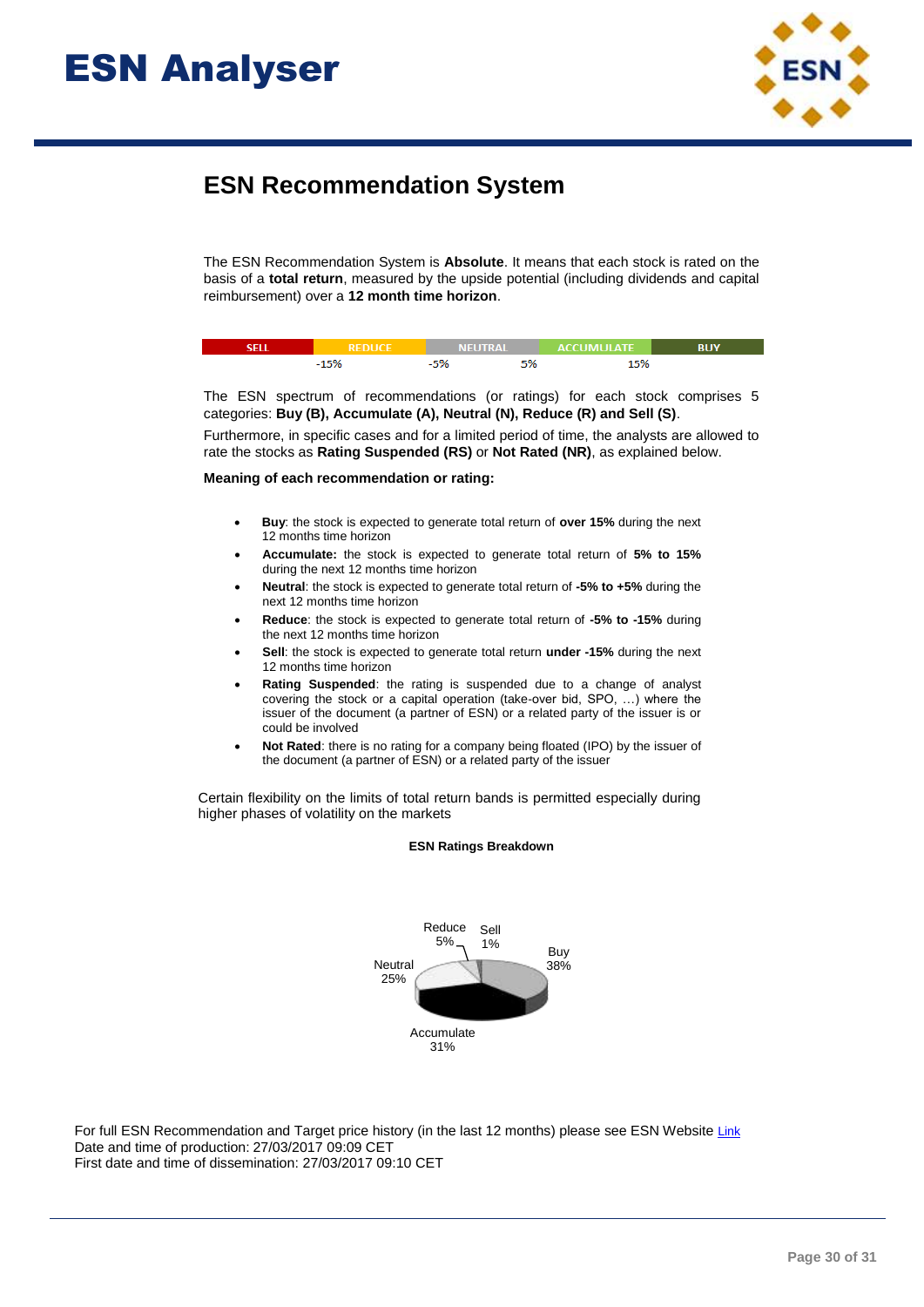# ESN Recommendation System

The ESN Recommendation System is **Absolute**. It means that each stock is rated on the basis of a **total return**, measured by the upside potential (including dividends and capital reimbursement) over a **12 month time horizon**.

| SELL | REDUCE | NEUTRAL | ACCUMULATE | BUY |
|---|---|---|---|---|
| | -15% | -5% | 5% | 15% |

The ESN spectrum of recommendations (or ratings) for each stock comprises 5 categories: **Buy (B), Accumulate (A), Neutral (N), Reduce (R) and Sell (S)**.

Furthermore, in specific cases and for a limited period of time, the analysts are allowed to rate the stocks as **Rating Suspended (RS)** or **Not Rated (NR)**, as explained below.

**Meaning of each recommendation or rating:**

- **Buy**: the stock is expected to generate total return of **over 15%** during the next 12 months time horizon
- **Accumulate:** the stock is expected to generate total return of **5% to 15%** during the next 12 months time horizon
- **Neutral**: the stock is expected to generate total return of **-5% to +5%** during the next 12 months time horizon
- **Reduce**: the stock is expected to generate total return of **-5% to -15%** during the next 12 months time horizon
- **Sell**: the stock is expected to generate total return **under -15%** during the next 12 months time horizon
- **Rating Suspended**: the rating is suspended due to a change of analyst covering the stock or a capital operation (take-over bid, SPO, …) where the issuer of the document (a partner of ESN) or a related party of the issuer is or could be involved
- **Not Rated**: there is no rating for a company being floated (IPO) by the issuer of the document (a partner of ESN) or a related party of the issuer

Certain flexibility on the limits of total return bands is permitted especially during higher phases of volatility on the markets

**ESN Ratings Breakdown**

| Rating | Share |
|---|---|
| Buy | 38% |
| Accumulate | 31% |
| Neutral | 25% |
| Reduce | 5% |
| Sell | 1% |

For full ESN Recommendation and Target price history (in the last 12 months) please see ESN Website Link
Date and time of production: 27/03/2017 09:09 CET
First date and time of dissemination: 27/03/2017 09:10 CET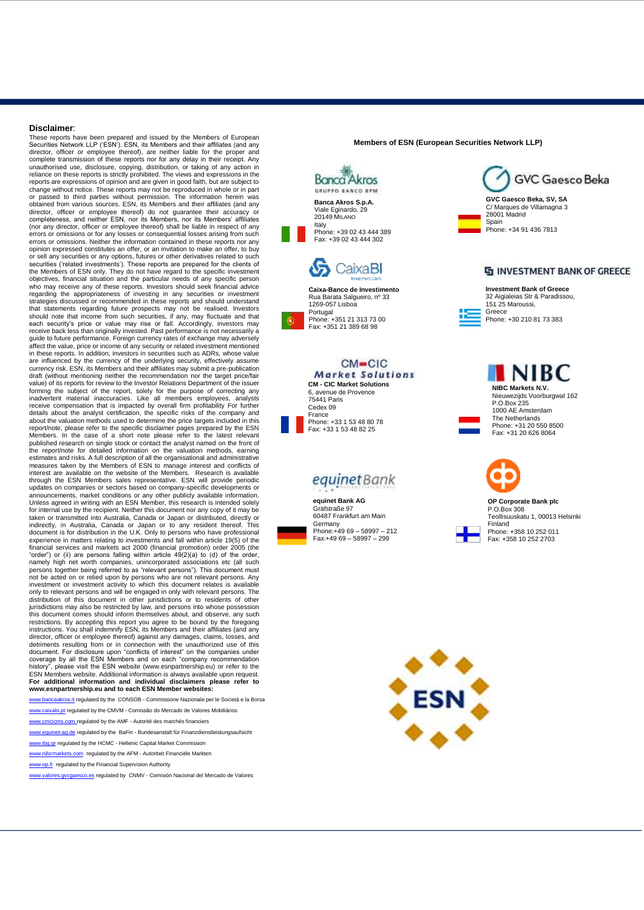**Disclaimer**:

These reports have been prepared and issued by the Members of European Securities Network LLP ('ESN'). ESN, its Members and their affiliates (and any director, officer or employee thereof), are neither liable for the proper and complete transmission of these reports nor for any delay in their receipt. Any unauthorised use, disclosure, copying, distribution, or taking of any action in reliance on these reports is strictly prohibited. The views and expressions in the reports are expressions of opinion and are given in good faith, but are subject to change without notice. These reports may not be reproduced in whole or in part or passed to third parties without permission. The information herein was obtained from various sources. ESN, its Members and their affiliates (and any director, officer or employee thereof) do not guarantee their accuracy or completeness, and neither ESN, nor its Members, nor its Members' affiliates (nor any director, officer or employee thereof) shall be liable in respect of any errors or omissions or for any losses or consequential losses arising from such errors or omissions. Neither the information contained in these reports nor any opinion expressed constitutes an offer, or an invitation to make an offer, to buy or sell any securities or any options, futures or other derivatives related to such securities ('related investments'). These reports are prepared for the clients of the Members of ESN only. They do not have regard to the specific investment objectives, financial situation and the particular needs of any specific person who may receive any of these reports. Investors should seek financial advice regarding the appropriateness of investing in any securities or investment strategies discussed or recommended in these reports and should understand that statements regarding future prospects may not be realised. Investors should note that income from such securities, if any, may fluctuate and that each security's price or value may rise or fall. Accordingly, investors may receive back less than originally invested. Past performance is not necessarily a guide to future performance. Foreign currency rates of exchange may adversely affect the value, price or income of any security or related investment mentioned in these reports. In addition, investors in securities such as ADRs, whose value are influenced by the currency of the underlying security, effectively assume currency risk. ESN, its Members and their affiliates may submit a pre-publication draft (without mentioning neither the recommendation nor the target price/fair value) of its reports for review to the Investor Relations Department of the issuer forming the subject of the report, solely for the purpose of correcting any inadvertent material inaccuracies. Like all members employees, analysts receive compensation that is impacted by overall firm profitability For further details about the analyst certification, the specific risks of the company and about the valuation methods used to determine the price targets included in this report/note, please refer to the specific disclaimer pages prepared by the ESN Members. In the case of a short note please refer to the latest relevant published research on single stock or contact the analyst named on the front of the report/note for detailed information on the valuation methods, earning estimates and risks. A full description of all the organisational and administrative measures taken by the Members of ESN to manage interest and conflicts of interest are available on the website of the Members. Research is available through the ESN Members sales representative. ESN will provide periodic updates on companies or sectors based on company-specific developments or announcements, market conditions or any other publicly available information. Unless agreed in writing with an ESN Member, this research is intended solely for internal use by the recipient. Neither this document nor any copy of it may be taken or transmitted into Australia, Canada or Japan or distributed, directly or indirectly, in Australia, Canada or Japan or to any resident thereof. This document is for distribution in the U.K. Only to persons who have professional experience in matters relating to investments and fall within article 19(5) of the financial services and markets act 2000 (financial promotion) order 2005 (the "order") or (ii) are persons falling within article 49(2)(a) to (d) of the order, namely high net worth companies, unincorporated associations etc (all such persons together being referred to as "relevant persons"). This document must not be acted on or relied upon by persons who are not relevant persons. Any investment or investment activity to which this document relates is available only to relevant persons and will be engaged in only with relevant persons. The distribution of this document in other jurisdictions or to residents of other jurisdictions may also be restricted by law, and persons into whose possession this document comes should inform themselves about, and observe, any such restrictions. By accepting this report you agree to be bound by the foregoing instructions. You shall indemnify ESN, its Members and their affiliates (and any director, officer or employee thereof) against any damages, claims, losses, and detriments resulting from or in connection with the unauthorized use of this document. For disclosure upon "conflicts of interest" on the companies under coverage by all the ESN Members and on each "company recommendation history", please visit the ESN website (www.esnpartnership.eu) or refer to the ESN Members website. Additional information is always available upon request. **For additional information and individual disclaimers please refer to www.esnpartnership.eu and to each ESN Member websites:**

www.bancaakros.it regulated by the CONSOB - Commissione Nazionale per le Società e la Borsa

www.caixabi.pt regulated by the CMVM - Comissão do Mercado de Valores Mobiliários

www.cmcicms.com regulated by the AMF - Autorité des marchés financiers

www.equinet-ag.de regulated by the BaFin - Bundesanstalt für Finanzdienstleistungsaufsicht

www.ibg.gr regulated by the HCMC - Hellenic Capital Market Commission

www.nibcmarkets.com regulated by the AFM - Autoriteit Financiële Markten

www.op.fi regulated by the Financial Supervision Authority

www.valores.gvcgaesco.es regulated by CNMV - Comisión Nacional del Mercado de Valores

**Members of ESN (European Securities Network LLP)**

**Banca Akros S.p.A.**
Viale Eginardo, 29
20149 MILANO
Italy
Phone: +39 02 43 444 389
Fax: +39 02 43 444 302

**GVC Gaesco Beka, SV, SA**
C/ Marques de Villamagna 3
28001 Madrid
Spain
Phone: +34 91 436 7813

**Caixa-Banco de Investimento**
Rua Barata Salgueiro, nº 33
1269-057 Lisboa
Portugal
Phone: +351 21 313 73 00
Fax: +351 21 389 68 98

**Investment Bank of Greece**
32 Aigialeias Str & Paradissou,
151 25 Maroussi,
Greece
Phone: +30 210 81 73 383

**CM - CIC Market Solutions**
6, avenue de Provence
75441 Paris
Cedex 09
France
Phone: +33 1 53 48 80 78
Fax: +33 1 53 48 82 25

**NIBC Markets N.V.**
Nieuwezijds Voorburgwal 162
P.O.Box 235
1000 AE Amsterdam
The Netherlands
Phone: +31 20 550 8500
Fax: +31 20 626 8064

**equinet Bank AG**
Gräfstraße 97
60487 Frankfurt am Main
Germany
Phone:+49 69 – 58997 – 212
Fax:+49 69 – 58997 – 299

**OP Corporate Bank plc**
P.O.Box 308
Teollisuuskatu 1, 00013 Helsinki
Finland
Phone: +358 10 252 011
Fax: +358 10 252 2703